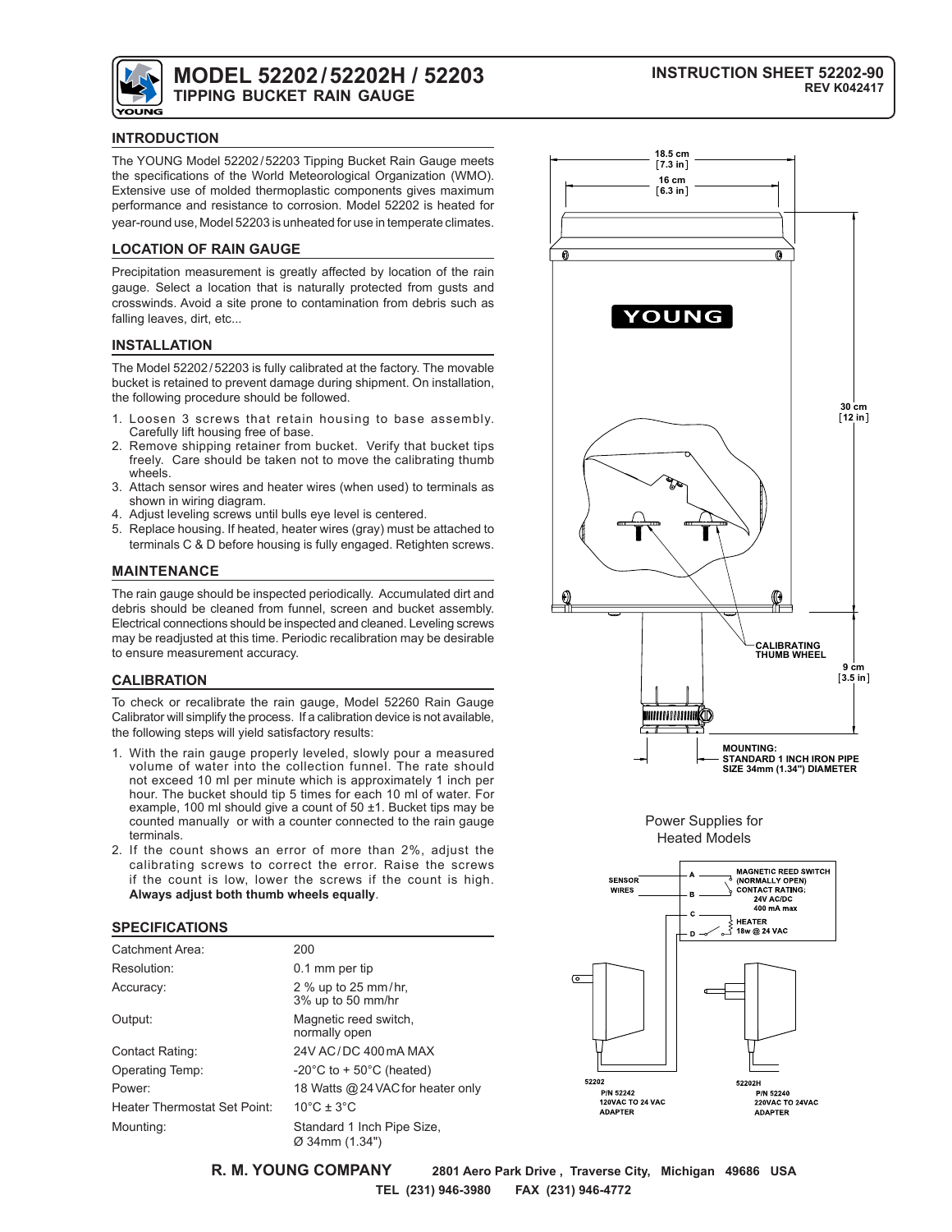# MODEL 52202 / 52202H / 52203
## TIPPING BUCKET RAIN GAUGE

**INSTRUCTION SHEET 52202-90**
**REV K042417**

### INTRODUCTION

The YOUNG Model 52202 / 52203 Tipping Bucket Rain Gauge meets the specifications of the World Meteorological Organization (WMO). Extensive use of molded thermoplastic components gives maximum performance and resistance to corrosion. Model 52202 is heated for year-round use, Model 52203 is unheated for use in temperate climates.

### LOCATION OF RAIN GAUGE

Precipitation measurement is greatly affected by location of the rain gauge. Select a location that is naturally protected from gusts and crosswinds. Avoid a site prone to contamination from debris such as falling leaves, dirt, etc...

### INSTALLATION

The Model 52202 / 52203 is fully calibrated at the factory. The movable bucket is retained to prevent damage during shipment. On installation, the following procedure should be followed.

1. Loosen 3 screws that retain housing to base assembly. Carefully lift housing free of base.
2. Remove shipping retainer from bucket. Verify that bucket tips freely. Care should be taken not to move the calibrating thumb wheels.
3. Attach sensor wires and heater wires (when used) to terminals as shown in wiring diagram.
4. Adjust leveling screws until bulls eye level is centered.
5. Replace housing. If heated, heater wires (gray) must be attached to terminals C & D before housing is fully engaged. Retighten screws.

### MAINTENANCE

The rain gauge should be inspected periodically. Accumulated dirt and debris should be cleaned from funnel, screen and bucket assembly. Electrical connections should be inspected and cleaned. Leveling screws may be readjusted at this time. Periodic recalibration may be desirable to ensure measurement accuracy.

### CALIBRATION

To check or recalibrate the rain gauge, Model 52260 Rain Gauge Calibrator will simplify the process. If a calibration device is not available, the following steps will yield satisfactory results:

1. With the rain gauge properly leveled, slowly pour a measured volume of water into the collection funnel. The rate should not exceed 10 ml per minute which is approximately 1 inch per hour. The bucket should tip 5 times for each 10 ml of water. For example, 100 ml should give a count of 50 ±1. Bucket tips may be counted manually or with a counter connected to the rain gauge terminals.
2. If the count shows an error of more than 2%, adjust the calibrating screws to correct the error. Raise the screws if the count is low, lower the screws if the count is high. **Always adjust both thumb wheels equally**.

### SPECIFICATIONS

| | |
|---|---|
| Catchment Area: | 200 |
| Resolution: | 0.1 mm per tip |
| Accuracy: | 2 % up to 25 mm/hr, 3% up to 50 mm/hr |
| Output: | Magnetic reed switch, normally open |
| Contact Rating: | 24V AC/DC 400 mA MAX |
| Operating Temp: | -20°C to + 50°C (heated) |
| Power: | 18 Watts @ 24 VAC for heater only |
| Heater Thermostat Set Point: | 10°C ± 3°C |
| Mounting: | Standard 1 Inch Pipe Size, Ø 34mm (1.34") |

18.5 cm [7.3 in]
16 cm [6.3 in]
30 cm [12 in]
9 cm [3.5 in]

YOUNG

CALIBRATING THUMB WHEEL

MOUNTING: STANDARD 1 INCH IRON PIPE SIZE 34mm (1.34") DIAMETER

Power Supplies for Heated Models

SENSOR WIRES — A, B — MAGNETIC REED SWITCH (NORMALLY OPEN) CONTACT RATING: 24V AC/DC 400 mA max

C, D — HEATER 18w @ 24 VAC

52202 P/N 52242 120VAC TO 24 VAC ADAPTER

52202H P/N 52240 220VAC TO 24VAC ADAPTER

**R. M. YOUNG COMPANY** 2801 Aero Park Drive, Traverse City, Michigan 49686 USA
TEL (231) 946-3980 FAX (231) 946-4772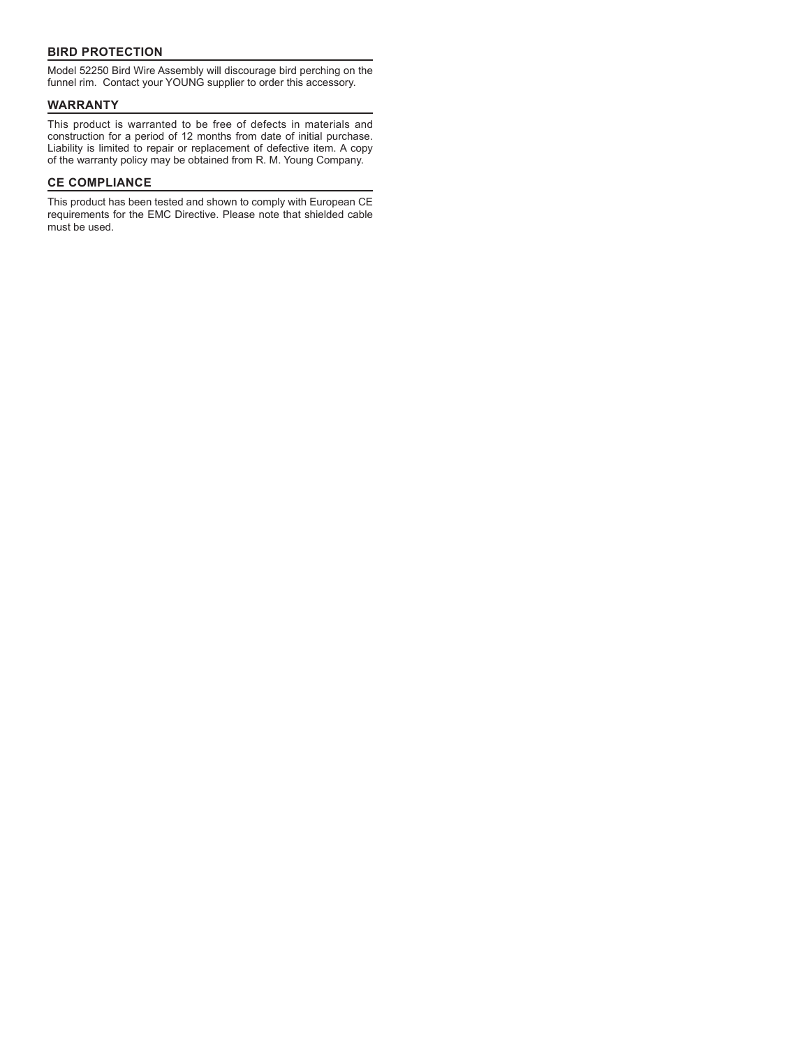## BIRD PROTECTION

Model 52250 Bird Wire Assembly will discourage bird perching on the funnel rim. Contact your YOUNG supplier to order this accessory.

## WARRANTY

This product is warranted to be free of defects in materials and construction for a period of 12 months from date of initial purchase. Liability is limited to repair or replacement of defective item. A copy of the warranty policy may be obtained from R. M. Young Company.

## CE COMPLIANCE

This product has been tested and shown to comply with European CE requirements for the EMC Directive. Please note that shielded cable must be used.